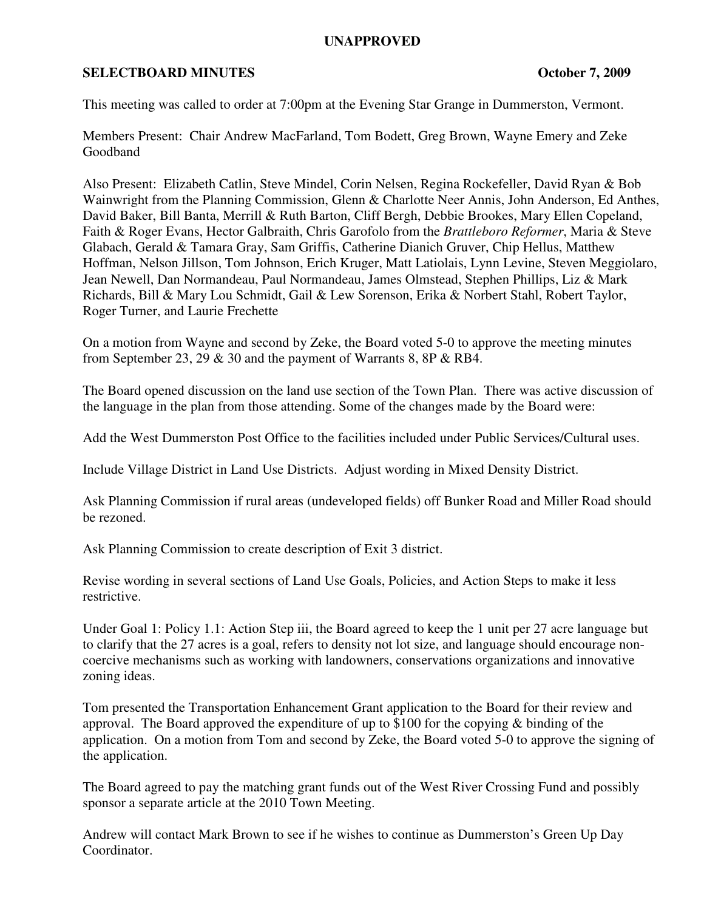**UNAPPROVED**

**SELECTBOARD MINUTES** **October 7, 2009**

This meeting was called to order at 7:00pm at the Evening Star Grange in Dummerston, Vermont.

Members Present: Chair Andrew MacFarland, Tom Bodett, Greg Brown, Wayne Emery and Zeke Goodband

Also Present: Elizabeth Catlin, Steve Mindel, Corin Nelsen, Regina Rockefeller, David Ryan & Bob Wainwright from the Planning Commission, Glenn & Charlotte Neer Annis, John Anderson, Ed Anthes, David Baker, Bill Banta, Merrill & Ruth Barton, Cliff Bergh, Debbie Brookes, Mary Ellen Copeland, Faith & Roger Evans, Hector Galbraith, Chris Garofolo from the *Brattleboro Reformer*, Maria & Steve Glabach, Gerald & Tamara Gray, Sam Griffis, Catherine Dianich Gruver, Chip Hellus, Matthew Hoffman, Nelson Jillson, Tom Johnson, Erich Kruger, Matt Latiolais, Lynn Levine, Steven Meggiolaro, Jean Newell, Dan Normandeau, Paul Normandeau, James Olmstead, Stephen Phillips, Liz & Mark Richards, Bill & Mary Lou Schmidt, Gail & Lew Sorenson, Erika & Norbert Stahl, Robert Taylor, Roger Turner, and Laurie Frechette

On a motion from Wayne and second by Zeke, the Board voted 5-0 to approve the meeting minutes from September 23, 29 & 30 and the payment of Warrants 8, 8P & RB4.

The Board opened discussion on the land use section of the Town Plan. There was active discussion of the language in the plan from those attending. Some of the changes made by the Board were:

Add the West Dummerston Post Office to the facilities included under Public Services/Cultural uses.

Include Village District in Land Use Districts. Adjust wording in Mixed Density District.

Ask Planning Commission if rural areas (undeveloped fields) off Bunker Road and Miller Road should be rezoned.

Ask Planning Commission to create description of Exit 3 district.

Revise wording in several sections of Land Use Goals, Policies, and Action Steps to make it less restrictive.

Under Goal 1: Policy 1.1: Action Step iii, the Board agreed to keep the 1 unit per 27 acre language but to clarify that the 27 acres is a goal, refers to density not lot size, and language should encourage non-coercive mechanisms such as working with landowners, conservations organizations and innovative zoning ideas.

Tom presented the Transportation Enhancement Grant application to the Board for their review and approval. The Board approved the expenditure of up to $100 for the copying & binding of the application. On a motion from Tom and second by Zeke, the Board voted 5-0 to approve the signing of the application.

The Board agreed to pay the matching grant funds out of the West River Crossing Fund and possibly sponsor a separate article at the 2010 Town Meeting.

Andrew will contact Mark Brown to see if he wishes to continue as Dummerston's Green Up Day Coordinator.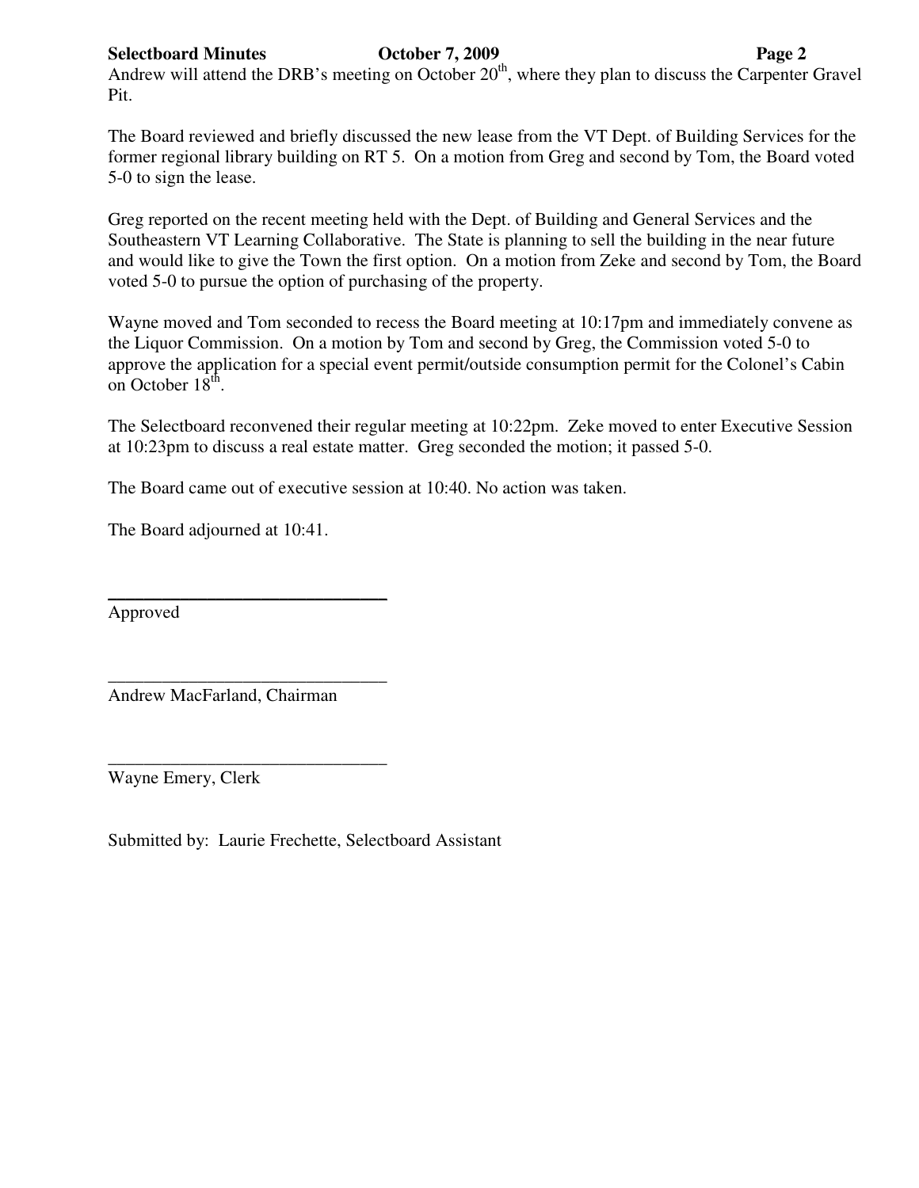Andrew will attend the DRB's meeting on October 20th, where they plan to discuss the Carpenter Gravel Pit.

The Board reviewed and briefly discussed the new lease from the VT Dept. of Building Services for the former regional library building on RT 5. On a motion from Greg and second by Tom, the Board voted 5-0 to sign the lease.

Greg reported on the recent meeting held with the Dept. of Building and General Services and the Southeastern VT Learning Collaborative. The State is planning to sell the building in the near future and would like to give the Town the first option. On a motion from Zeke and second by Tom, the Board voted 5-0 to pursue the option of purchasing of the property.

Wayne moved and Tom seconded to recess the Board meeting at 10:17pm and immediately convene as the Liquor Commission. On a motion by Tom and second by Greg, the Commission voted 5-0 to approve the application for a special event permit/outside consumption permit for the Colonel's Cabin on October 18th.

The Selectboard reconvened their regular meeting at 10:22pm. Zeke moved to enter Executive Session at 10:23pm to discuss a real estate matter. Greg seconded the motion; it passed 5-0.

The Board came out of executive session at 10:40. No action was taken.

The Board adjourned at 10:41.

\_\_\_\_\_\_\_\_\_\_\_\_\_\_\_\_\_\_\_\_\_\_\_\_\_\_\_\_\_\_\_\_
Approved

\_\_\_\_\_\_\_\_\_\_\_\_\_\_\_\_\_\_\_\_\_\_\_\_\_\_\_\_\_\_\_\_
Andrew MacFarland, Chairman

\_\_\_\_\_\_\_\_\_\_\_\_\_\_\_\_\_\_\_\_\_\_\_\_\_\_\_\_\_\_\_\_
Wayne Emery, Clerk

Submitted by: Laurie Frechette, Selectboard Assistant